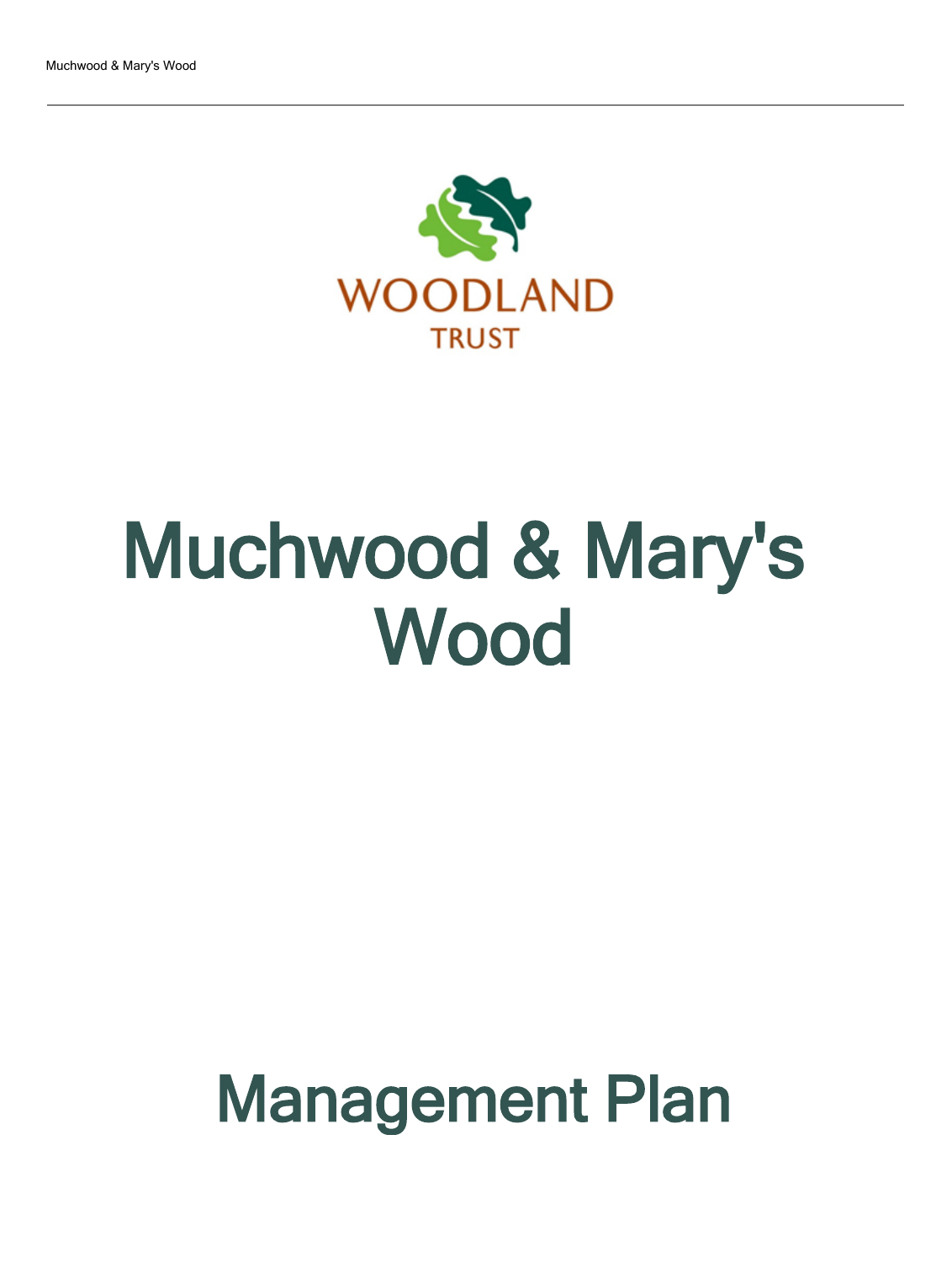WOODLAND TRUST

# Muchwood & Mary's Wood

# Management Plan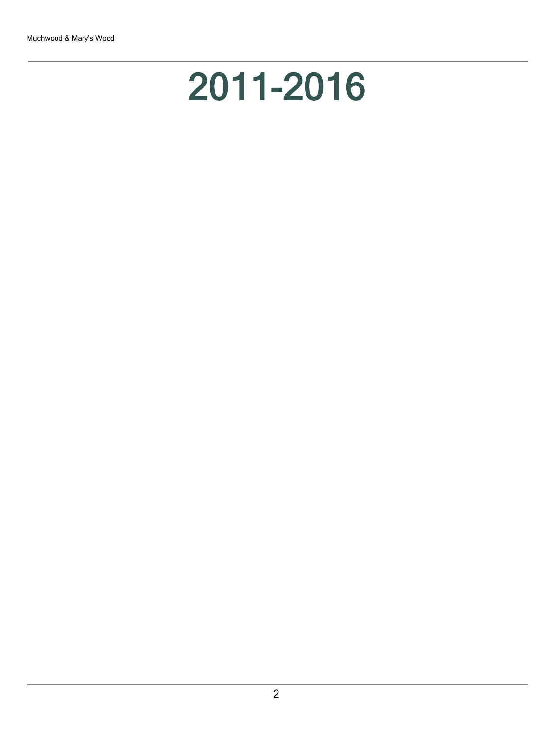# 2011-2016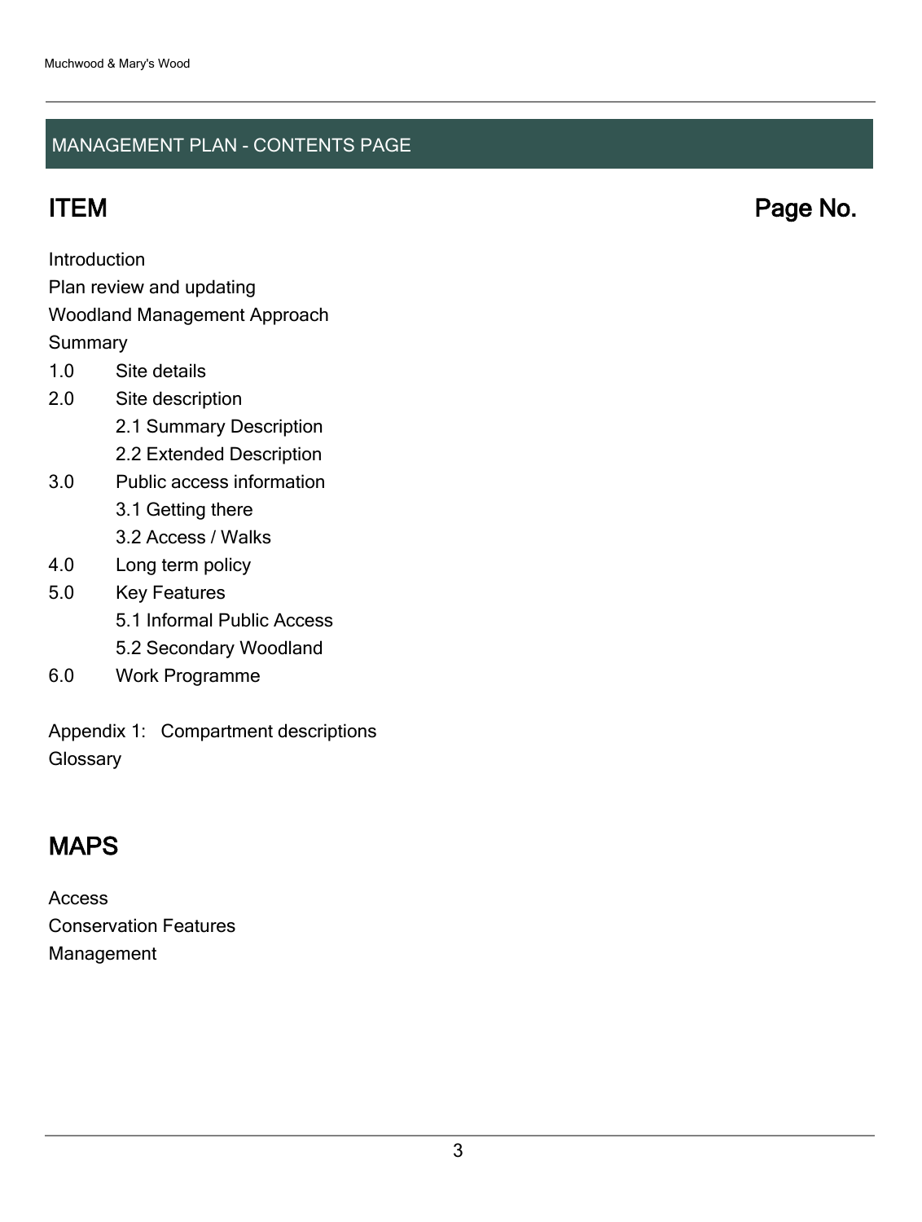## MANAGEMENT PLAN - CONTENTS PAGE

## ITEM Page No.

Introduction
Plan review and updating
Woodland Management Approach
Summary

1.0 Site details

2.0 Site description
   - 2.1 Summary Description
   - 2.2 Extended Description

3.0 Public access information
   - 3.1 Getting there
   - 3.2 Access / Walks

4.0 Long term policy

5.0 Key Features
   - 5.1 Informal Public Access
   - 5.2 Secondary Woodland

6.0 Work Programme

Appendix 1: Compartment descriptions
Glossary

## MAPS

Access
Conservation Features
Management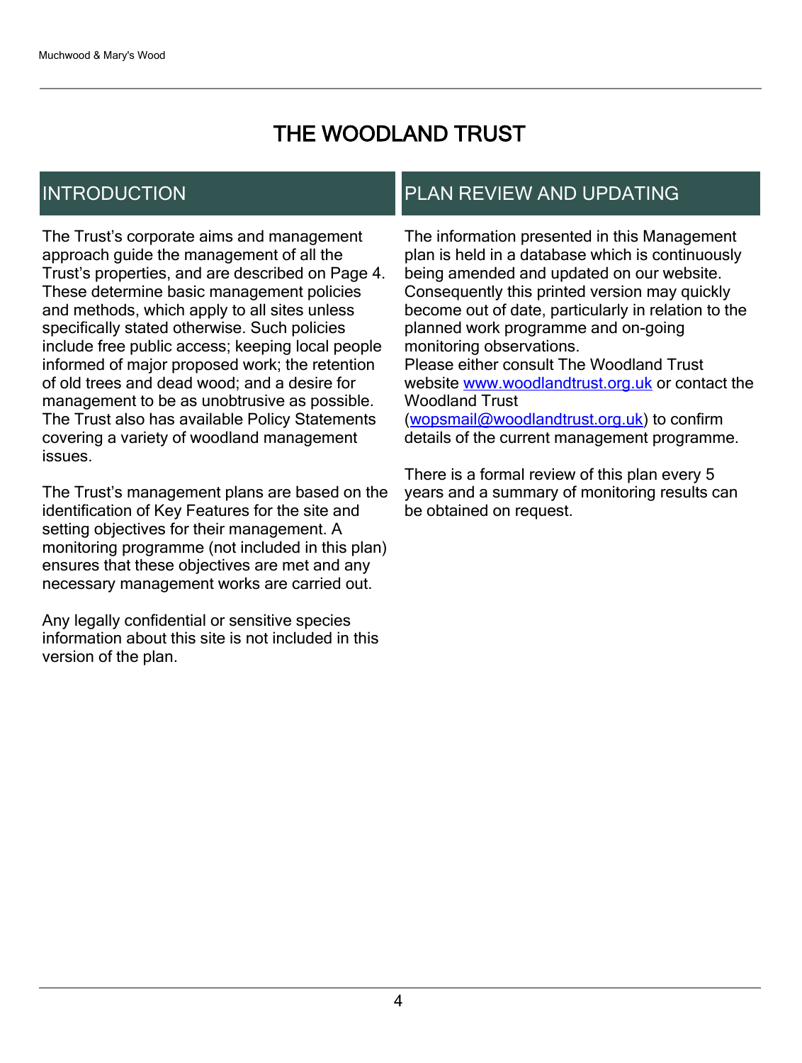# THE WOODLAND TRUST

## INTRODUCTION

The Trust's corporate aims and management approach guide the management of all the Trust's properties, and are described on Page 4. These determine basic management policies and methods, which apply to all sites unless specifically stated otherwise. Such policies include free public access; keeping local people informed of major proposed work; the retention of old trees and dead wood; and a desire for management to be as unobtrusive as possible. The Trust also has available Policy Statements covering a variety of woodland management issues.

The Trust's management plans are based on the identification of Key Features for the site and setting objectives for their management. A monitoring programme (not included in this plan) ensures that these objectives are met and any necessary management works are carried out.

Any legally confidential or sensitive species information about this site is not included in this version of the plan.

## PLAN REVIEW AND UPDATING

The information presented in this Management plan is held in a database which is continuously being amended and updated on our website. Consequently this printed version may quickly become out of date, particularly in relation to the planned work programme and on-going monitoring observations.
Please either consult The Woodland Trust website [www.woodlandtrust.org.uk](http://www.woodlandtrust.org.uk) or contact the Woodland Trust ([wopsmail@woodlandtrust.org.uk](mailto:wopsmail@woodlandtrust.org.uk)) to confirm details of the current management programme.

There is a formal review of this plan every 5 years and a summary of monitoring results can be obtained on request.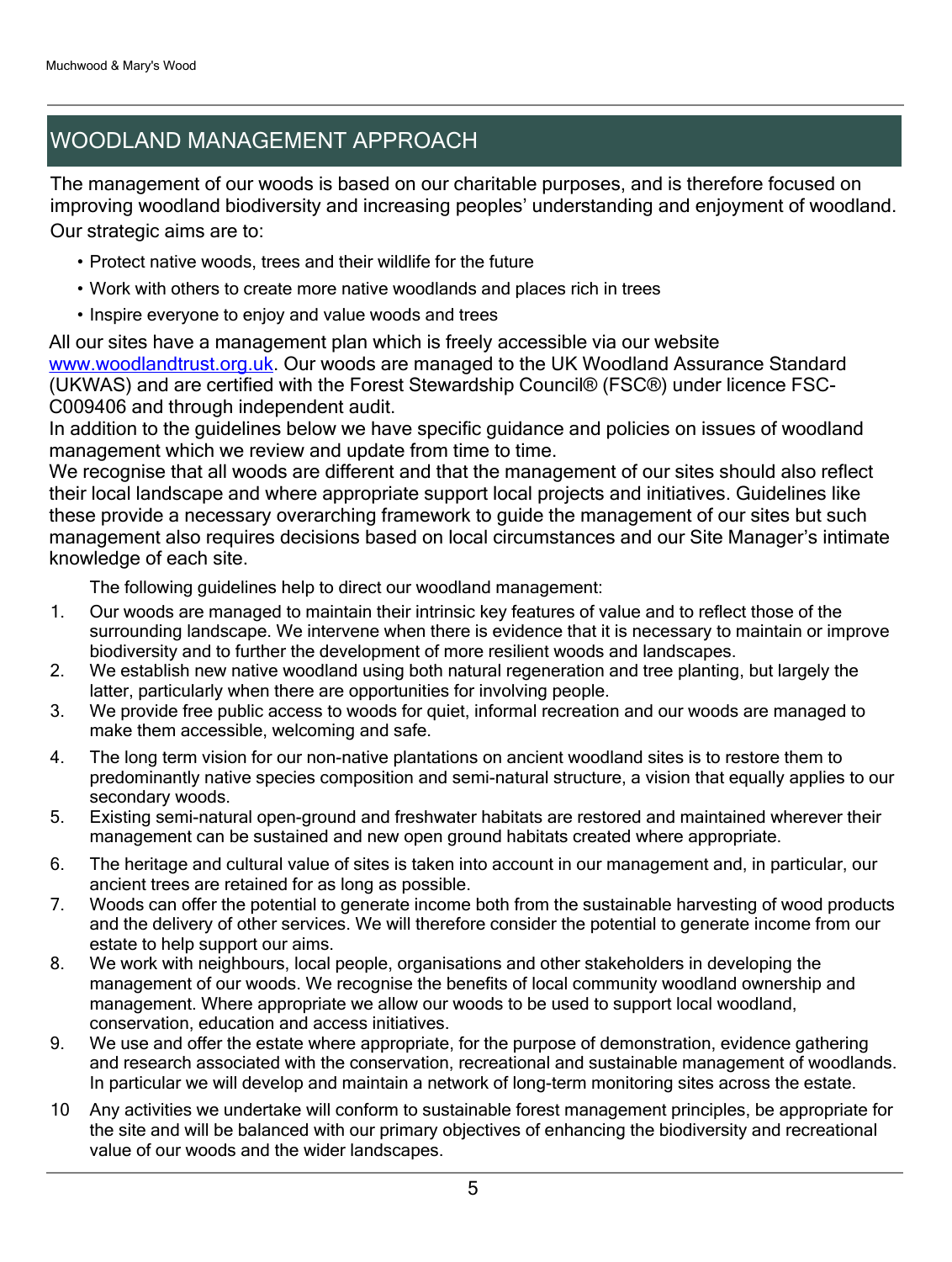## WOODLAND MANAGEMENT APPROACH

The management of our woods is based on our charitable purposes, and is therefore focused on improving woodland biodiversity and increasing peoples' understanding and enjoyment of woodland. Our strategic aims are to:

- Protect native woods, trees and their wildlife for the future
- Work with others to create more native woodlands and places rich in trees
- Inspire everyone to enjoy and value woods and trees

All our sites have a management plan which is freely accessible via our website www.woodlandtrust.org.uk. Our woods are managed to the UK Woodland Assurance Standard (UKWAS) and are certified with the Forest Stewardship Council® (FSC®) under licence FSC-C009406 and through independent audit.

In addition to the guidelines below we have specific guidance and policies on issues of woodland management which we review and update from time to time.

We recognise that all woods are different and that the management of our sites should also reflect their local landscape and where appropriate support local projects and initiatives. Guidelines like these provide a necessary overarching framework to guide the management of our sites but such management also requires decisions based on local circumstances and our Site Manager's intimate knowledge of each site.

The following guidelines help to direct our woodland management:

1. Our woods are managed to maintain their intrinsic key features of value and to reflect those of the surrounding landscape. We intervene when there is evidence that it is necessary to maintain or improve biodiversity and to further the development of more resilient woods and landscapes.
2. We establish new native woodland using both natural regeneration and tree planting, but largely the latter, particularly when there are opportunities for involving people.
3. We provide free public access to woods for quiet, informal recreation and our woods are managed to make them accessible, welcoming and safe.
4. The long term vision for our non-native plantations on ancient woodland sites is to restore them to predominantly native species composition and semi-natural structure, a vision that equally applies to our secondary woods.
5. Existing semi-natural open-ground and freshwater habitats are restored and maintained wherever their management can be sustained and new open ground habitats created where appropriate.
6. The heritage and cultural value of sites is taken into account in our management and, in particular, our ancient trees are retained for as long as possible.
7. Woods can offer the potential to generate income both from the sustainable harvesting of wood products and the delivery of other services. We will therefore consider the potential to generate income from our estate to help support our aims.
8. We work with neighbours, local people, organisations and other stakeholders in developing the management of our woods. We recognise the benefits of local community woodland ownership and management. Where appropriate we allow our woods to be used to support local woodland, conservation, education and access initiatives.
9. We use and offer the estate where appropriate, for the purpose of demonstration, evidence gathering and research associated with the conservation, recreational and sustainable management of woodlands. In particular we will develop and maintain a network of long-term monitoring sites across the estate.
10. Any activities we undertake will conform to sustainable forest management principles, be appropriate for the site and will be balanced with our primary objectives of enhancing the biodiversity and recreational value of our woods and the wider landscapes.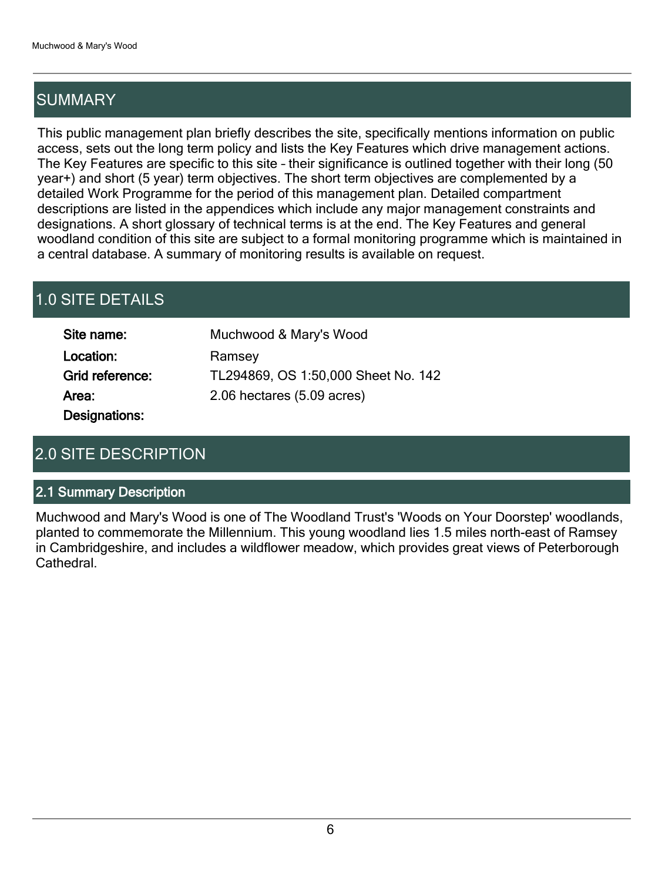## SUMMARY

This public management plan briefly describes the site, specifically mentions information on public access, sets out the long term policy and lists the Key Features which drive management actions. The Key Features are specific to this site – their significance is outlined together with their long (50 year+) and short (5 year) term objectives. The short term objectives are complemented by a detailed Work Programme for the period of this management plan. Detailed compartment descriptions are listed in the appendices which include any major management constraints and designations. A short glossary of technical terms is at the end. The Key Features and general woodland condition of this site are subject to a formal monitoring programme which is maintained in a central database. A summary of monitoring results is available on request.

## 1.0 SITE DETAILS

**Site name:** Muchwood & Mary's Wood

**Location:** Ramsey

**Grid reference:** TL294869, OS 1:50,000 Sheet No. 142

**Area:** 2.06 hectares (5.09 acres)

**Designations:**

## 2.0 SITE DESCRIPTION

### 2.1 Summary Description

Muchwood and Mary's Wood is one of The Woodland Trust's 'Woods on Your Doorstep' woodlands, planted to commemorate the Millennium. This young woodland lies 1.5 miles north-east of Ramsey in Cambridgeshire, and includes a wildflower meadow, which provides great views of Peterborough Cathedral.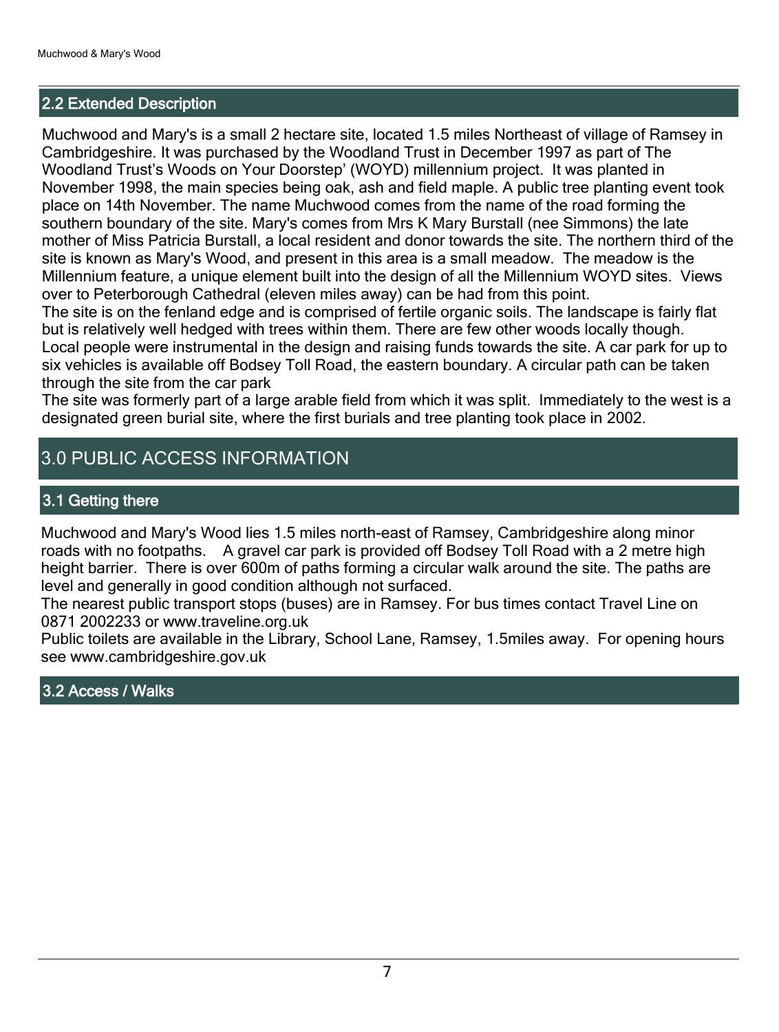## 2.2 Extended Description

Muchwood and Mary's is a small 2 hectare site, located 1.5 miles Northeast of village of Ramsey in Cambridgeshire. It was purchased by the Woodland Trust in December 1997 as part of The Woodland Trust's Woods on Your Doorstep' (WOYD) millennium project. It was planted in November 1998, the main species being oak, ash and field maple. A public tree planting event took place on 14th November. The name Muchwood comes from the name of the road forming the southern boundary of the site. Mary's comes from Mrs K Mary Burstall (nee Simmons) the late mother of Miss Patricia Burstall, a local resident and donor towards the site. The northern third of the site is known as Mary's Wood, and present in this area is a small meadow. The meadow is the Millennium feature, a unique element built into the design of all the Millennium WOYD sites. Views over to Peterborough Cathedral (eleven miles away) can be had from this point.

The site is on the fenland edge and is comprised of fertile organic soils. The landscape is fairly flat but is relatively well hedged with trees within them. There are few other woods locally though. Local people were instrumental in the design and raising funds towards the site. A car park for up to six vehicles is available off Bodsey Toll Road, the eastern boundary. A circular path can be taken through the site from the car park

The site was formerly part of a large arable field from which it was split. Immediately to the west is a designated green burial site, where the first burials and tree planting took place in 2002.

# 3.0 PUBLIC ACCESS INFORMATION

## 3.1 Getting there

Muchwood and Mary's Wood lies 1.5 miles north-east of Ramsey, Cambridgeshire along minor roads with no footpaths. A gravel car park is provided off Bodsey Toll Road with a 2 metre high height barrier. There is over 600m of paths forming a circular walk around the site. The paths are level and generally in good condition although not surfaced.

The nearest public transport stops (buses) are in Ramsey. For bus times contact Travel Line on 0871 2002233 or www.traveline.org.uk

Public toilets are available in the Library, School Lane, Ramsey, 1.5miles away. For opening hours see www.cambridgeshire.gov.uk

## 3.2 Access / Walks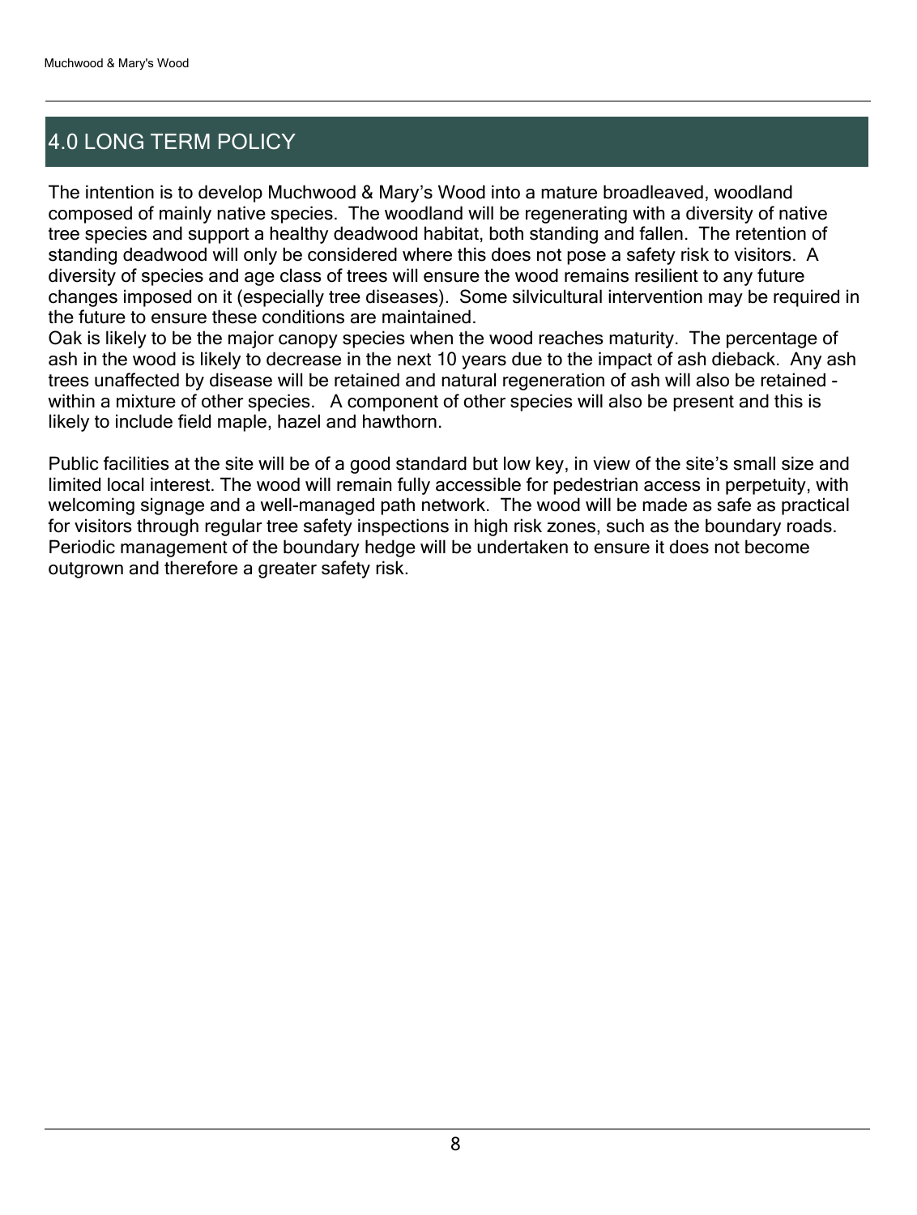## 4.0 LONG TERM POLICY

The intention is to develop Muchwood & Mary's Wood into a mature broadleaved, woodland composed of mainly native species. The woodland will be regenerating with a diversity of native tree species and support a healthy deadwood habitat, both standing and fallen. The retention of standing deadwood will only be considered where this does not pose a safety risk to visitors. A diversity of species and age class of trees will ensure the wood remains resilient to any future changes imposed on it (especially tree diseases). Some silvicultural intervention may be required in the future to ensure these conditions are maintained.
Oak is likely to be the major canopy species when the wood reaches maturity. The percentage of ash in the wood is likely to decrease in the next 10 years due to the impact of ash dieback. Any ash trees unaffected by disease will be retained and natural regeneration of ash will also be retained - within a mixture of other species. A component of other species will also be present and this is likely to include field maple, hazel and hawthorn.

Public facilities at the site will be of a good standard but low key, in view of the site's small size and limited local interest. The wood will remain fully accessible for pedestrian access in perpetuity, with welcoming signage and a well-managed path network. The wood will be made as safe as practical for visitors through regular tree safety inspections in high risk zones, such as the boundary roads. Periodic management of the boundary hedge will be undertaken to ensure it does not become outgrown and therefore a greater safety risk.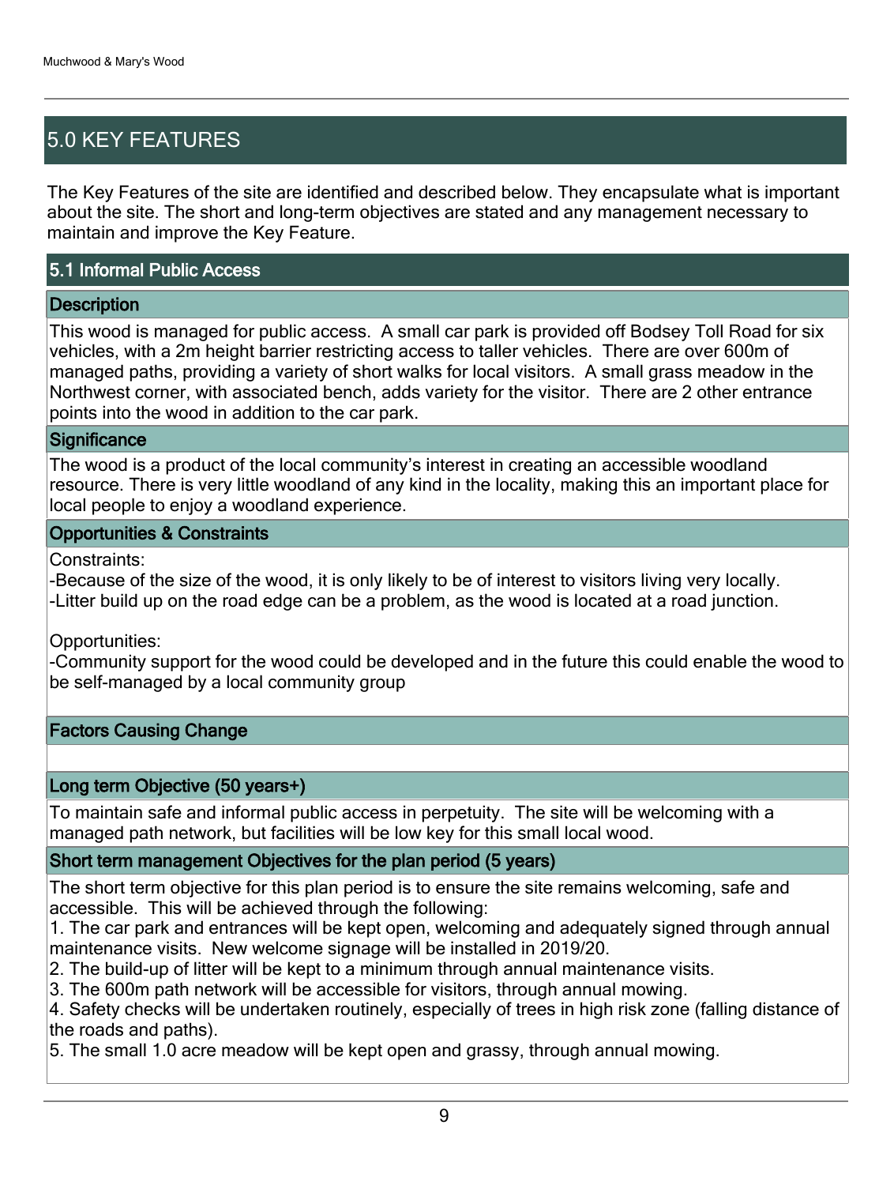## 5.0 KEY FEATURES

The Key Features of the site are identified and described below. They encapsulate what is important about the site. The short and long-term objectives are stated and any management necessary to maintain and improve the Key Feature.

### 5.1 Informal Public Access

#### Description

This wood is managed for public access. A small car park is provided off Bodsey Toll Road for six vehicles, with a 2m height barrier restricting access to taller vehicles. There are over 600m of managed paths, providing a variety of short walks for local visitors. A small grass meadow in the Northwest corner, with associated bench, adds variety for the visitor. There are 2 other entrance points into the wood in addition to the car park.

#### Significance

The wood is a product of the local community's interest in creating an accessible woodland resource. There is very little woodland of any kind in the locality, making this an important place for local people to enjoy a woodland experience.

#### Opportunities & Constraints

Constraints:
-Because of the size of the wood, it is only likely to be of interest to visitors living very locally.
-Litter build up on the road edge can be a problem, as the wood is located at a road junction.

Opportunities:
-Community support for the wood could be developed and in the future this could enable the wood to be self-managed by a local community group

#### Factors Causing Change

#### Long term Objective (50 years+)

To maintain safe and informal public access in perpetuity. The site will be welcoming with a managed path network, but facilities will be low key for this small local wood.

#### Short term management Objectives for the plan period (5 years)

The short term objective for this plan period is to ensure the site remains welcoming, safe and accessible. This will be achieved through the following:

1. The car park and entrances will be kept open, welcoming and adequately signed through annual maintenance visits. New welcome signage will be installed in 2019/20.
2. The build-up of litter will be kept to a minimum through annual maintenance visits.
3. The 600m path network will be accessible for visitors, through annual mowing.
4. Safety checks will be undertaken routinely, especially of trees in high risk zone (falling distance of the roads and paths).
5. The small 1.0 acre meadow will be kept open and grassy, through annual mowing.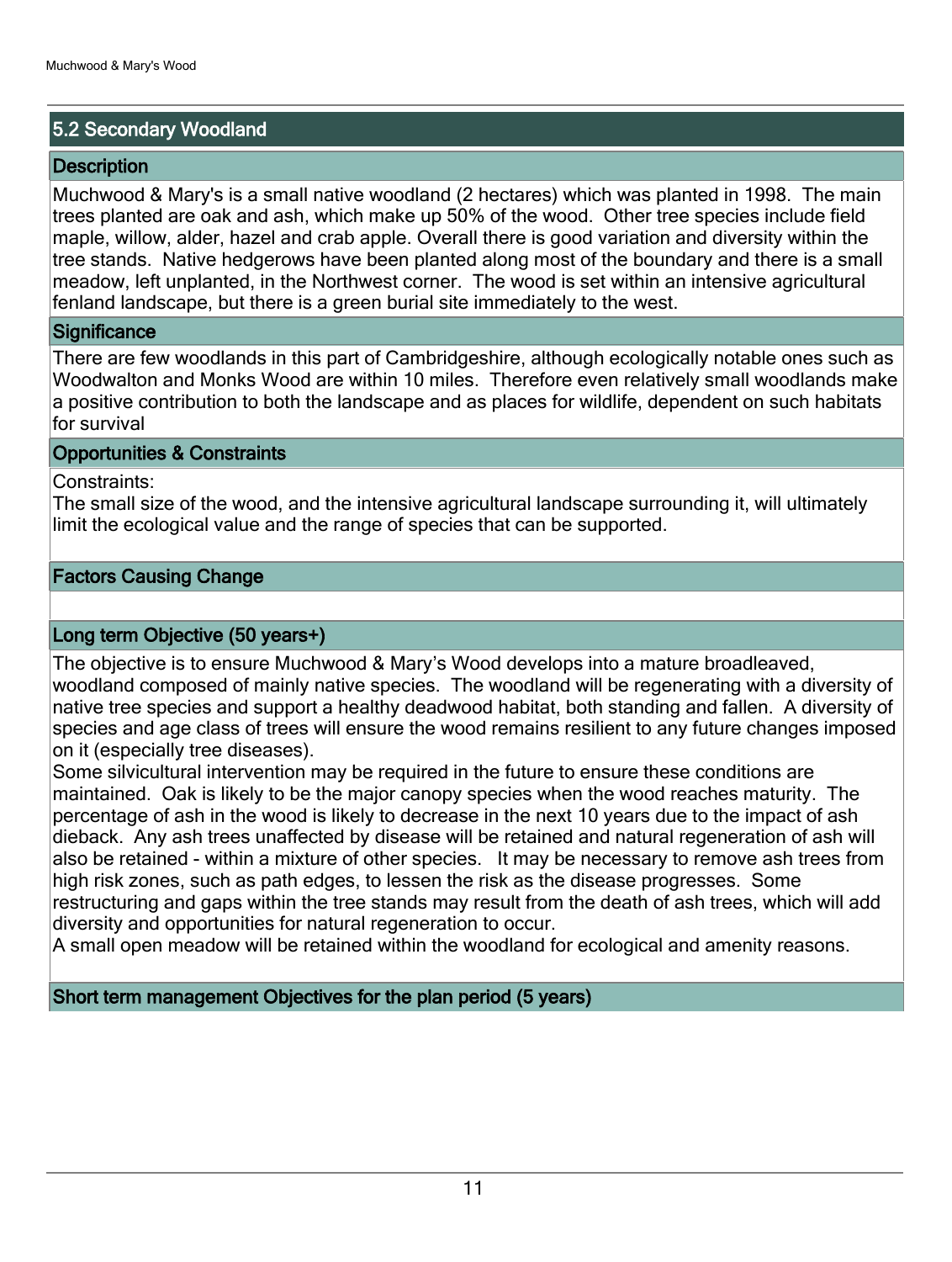## 5.2 Secondary Woodland

### Description

Muchwood & Mary's is a small native woodland (2 hectares) which was planted in 1998. The main trees planted are oak and ash, which make up 50% of the wood. Other tree species include field maple, willow, alder, hazel and crab apple. Overall there is good variation and diversity within the tree stands. Native hedgerows have been planted along most of the boundary and there is a small meadow, left unplanted, in the Northwest corner. The wood is set within an intensive agricultural fenland landscape, but there is a green burial site immediately to the west.

### Significance

There are few woodlands in this part of Cambridgeshire, although ecologically notable ones such as Woodwalton and Monks Wood are within 10 miles. Therefore even relatively small woodlands make a positive contribution to both the landscape and as places for wildlife, dependent on such habitats for survival

### Opportunities & Constraints

Constraints:
The small size of the wood, and the intensive agricultural landscape surrounding it, will ultimately limit the ecological value and the range of species that can be supported.

### Factors Causing Change

### Long term Objective (50 years+)

The objective is to ensure Muchwood & Mary's Wood develops into a mature broadleaved, woodland composed of mainly native species. The woodland will be regenerating with a diversity of native tree species and support a healthy deadwood habitat, both standing and fallen. A diversity of species and age class of trees will ensure the wood remains resilient to any future changes imposed on it (especially tree diseases).
Some silvicultural intervention may be required in the future to ensure these conditions are maintained. Oak is likely to be the major canopy species when the wood reaches maturity. The percentage of ash in the wood is likely to decrease in the next 10 years due to the impact of ash dieback. Any ash trees unaffected by disease will be retained and natural regeneration of ash will also be retained - within a mixture of other species. It may be necessary to remove ash trees from high risk zones, such as path edges, to lessen the risk as the disease progresses. Some restructuring and gaps within the tree stands may result from the death of ash trees, which will add diversity and opportunities for natural regeneration to occur.
A small open meadow will be retained within the woodland for ecological and amenity reasons.

### Short term management Objectives for the plan period (5 years)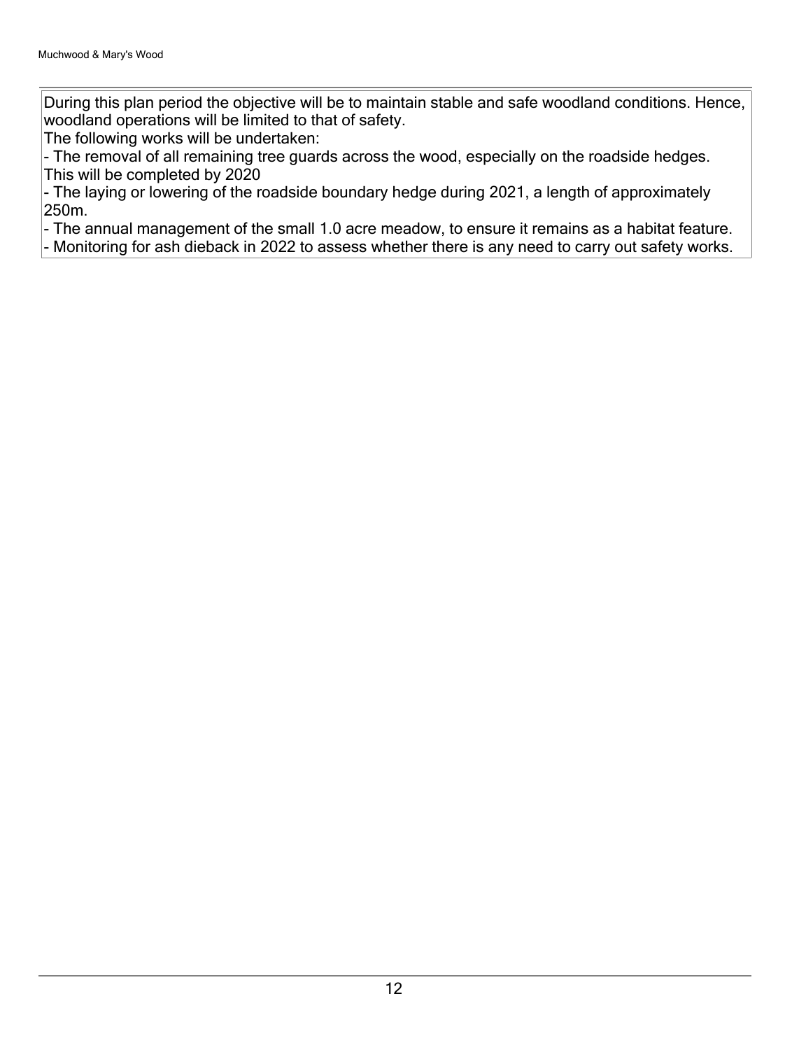During this plan period the objective will be to maintain stable and safe woodland conditions. Hence, woodland operations will be limited to that of safety.

The following works will be undertaken:

- The removal of all remaining tree guards across the wood, especially on the roadside hedges. This will be completed by 2020
- The laying or lowering of the roadside boundary hedge during 2021, a length of approximately 250m.
- The annual management of the small 1.0 acre meadow, to ensure it remains as a habitat feature.
- Monitoring for ash dieback in 2022 to assess whether there is any need to carry out safety works.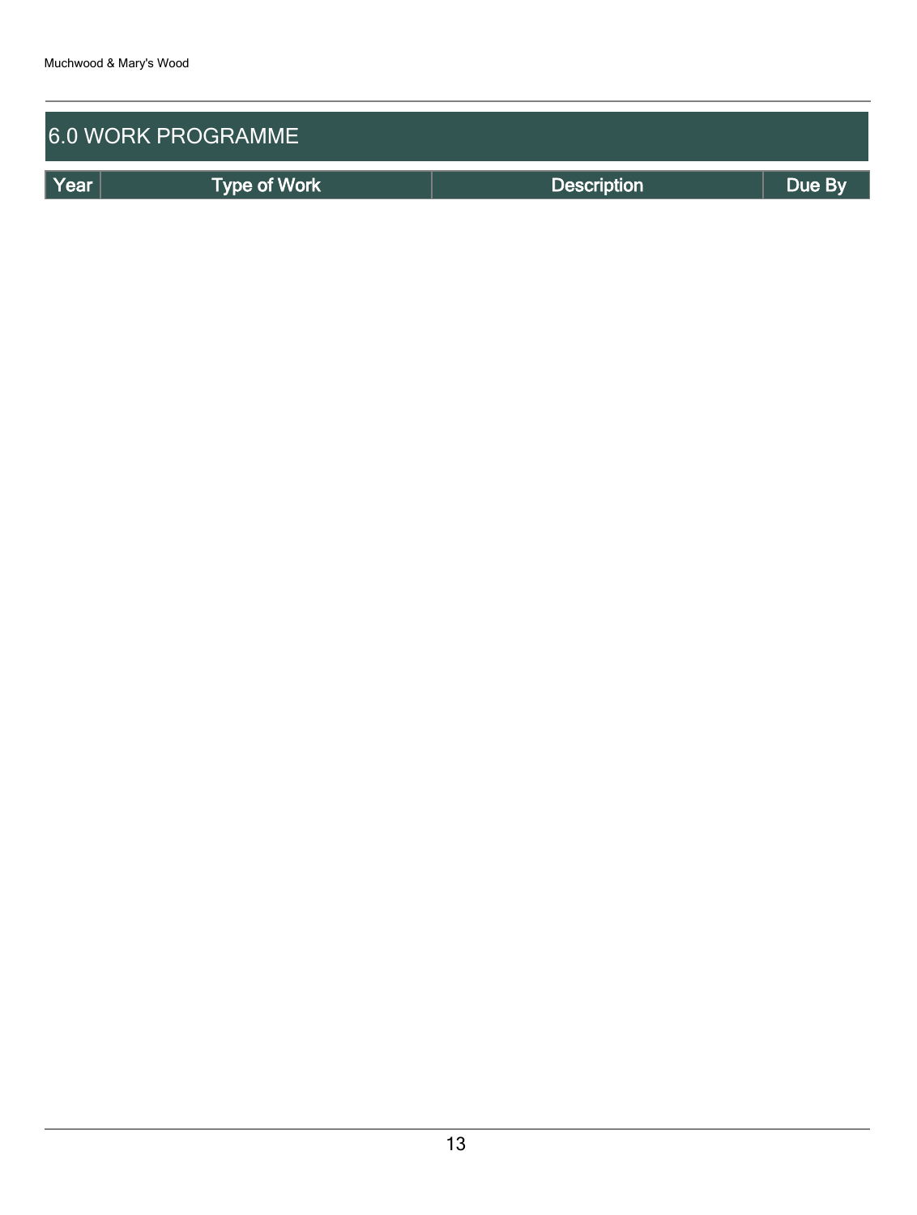## 6.0 WORK PROGRAMME

| Year | Type of Work | Description | Due By |
| --- | --- | --- | --- |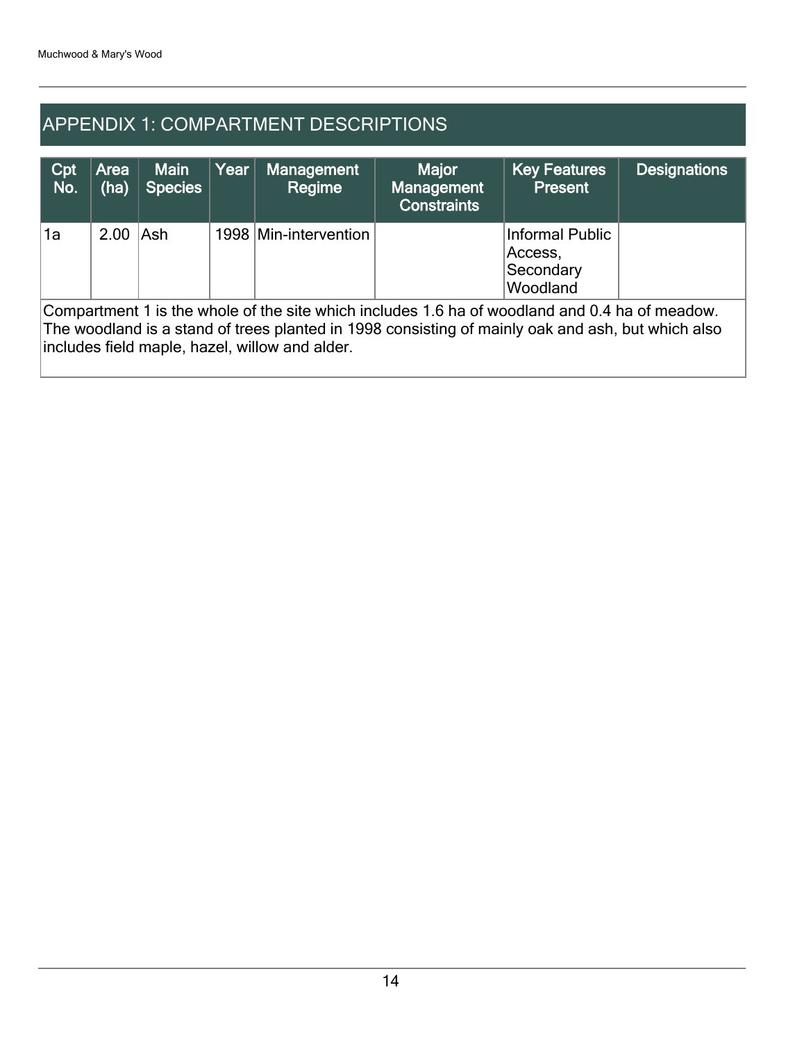# APPENDIX 1: COMPARTMENT DESCRIPTIONS

| Cpt No. | Area (ha) | Main Species | Year | Management Regime | Major Management Constraints | Key Features Present | Designations |
|---|---|---|---|---|---|---|---|
| 1a | 2.00 | Ash | 1998 | Min-intervention | | Informal Public Access, Secondary Woodland | |

Compartment 1 is the whole of the site which includes 1.6 ha of woodland and 0.4 ha of meadow. The woodland is a stand of trees planted in 1998 consisting of mainly oak and ash, but which also includes field maple, hazel, willow and alder.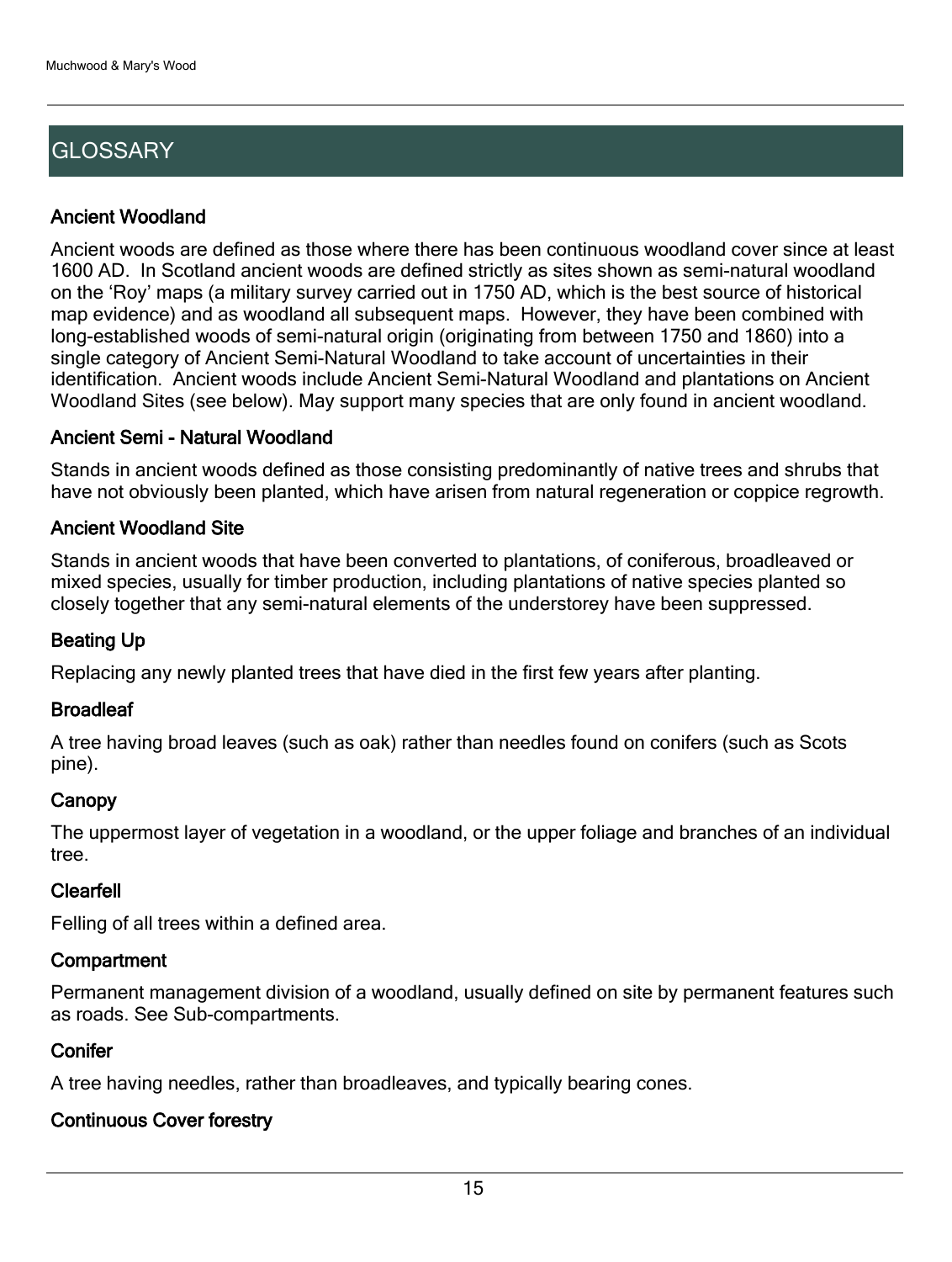# GLOSSARY

### Ancient Woodland

Ancient woods are defined as those where there has been continuous woodland cover since at least 1600 AD. In Scotland ancient woods are defined strictly as sites shown as semi-natural woodland on the 'Roy' maps (a military survey carried out in 1750 AD, which is the best source of historical map evidence) and as woodland all subsequent maps. However, they have been combined with long-established woods of semi-natural origin (originating from between 1750 and 1860) into a single category of Ancient Semi-Natural Woodland to take account of uncertainties in their identification. Ancient woods include Ancient Semi-Natural Woodland and plantations on Ancient Woodland Sites (see below). May support many species that are only found in ancient woodland.

### Ancient Semi - Natural Woodland

Stands in ancient woods defined as those consisting predominantly of native trees and shrubs that have not obviously been planted, which have arisen from natural regeneration or coppice regrowth.

### Ancient Woodland Site

Stands in ancient woods that have been converted to plantations, of coniferous, broadleaved or mixed species, usually for timber production, including plantations of native species planted so closely together that any semi-natural elements of the understorey have been suppressed.

### Beating Up

Replacing any newly planted trees that have died in the first few years after planting.

### Broadleaf

A tree having broad leaves (such as oak) rather than needles found on conifers (such as Scots pine).

### Canopy

The uppermost layer of vegetation in a woodland, or the upper foliage and branches of an individual tree.

### Clearfell

Felling of all trees within a defined area.

### Compartment

Permanent management division of a woodland, usually defined on site by permanent features such as roads. See Sub-compartments.

### Conifer

A tree having needles, rather than broadleaves, and typically bearing cones.

### Continuous Cover forestry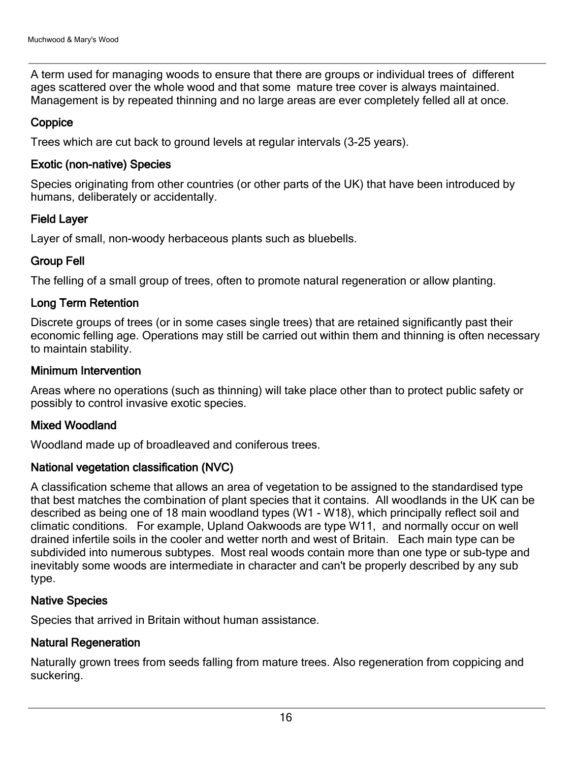A term used for managing woods to ensure that there are groups or individual trees of different ages scattered over the whole wood and that some mature tree cover is always maintained. Management is by repeated thinning and no large areas are ever completely felled all at once.

### Coppice

Trees which are cut back to ground levels at regular intervals (3-25 years).

### Exotic (non-native) Species

Species originating from other countries (or other parts of the UK) that have been introduced by humans, deliberately or accidentally.

### Field Layer

Layer of small, non-woody herbaceous plants such as bluebells.

### Group Fell

The felling of a small group of trees, often to promote natural regeneration or allow planting.

### Long Term Retention

Discrete groups of trees (or in some cases single trees) that are retained significantly past their economic felling age. Operations may still be carried out within them and thinning is often necessary to maintain stability.

### Minimum Intervention

Areas where no operations (such as thinning) will take place other than to protect public safety or possibly to control invasive exotic species.

### Mixed Woodland

Woodland made up of broadleaved and coniferous trees.

### National vegetation classification (NVC)

A classification scheme that allows an area of vegetation to be assigned to the standardised type that best matches the combination of plant species that it contains. All woodlands in the UK can be described as being one of 18 main woodland types (W1 - W18), which principally reflect soil and climatic conditions. For example, Upland Oakwoods are type W11, and normally occur on well drained infertile soils in the cooler and wetter north and west of Britain. Each main type can be subdivided into numerous subtypes. Most real woods contain more than one type or sub-type and inevitably some woods are intermediate in character and can't be properly described by any sub type.

### Native Species

Species that arrived in Britain without human assistance.

### Natural Regeneration

Naturally grown trees from seeds falling from mature trees. Also regeneration from coppicing and suckering.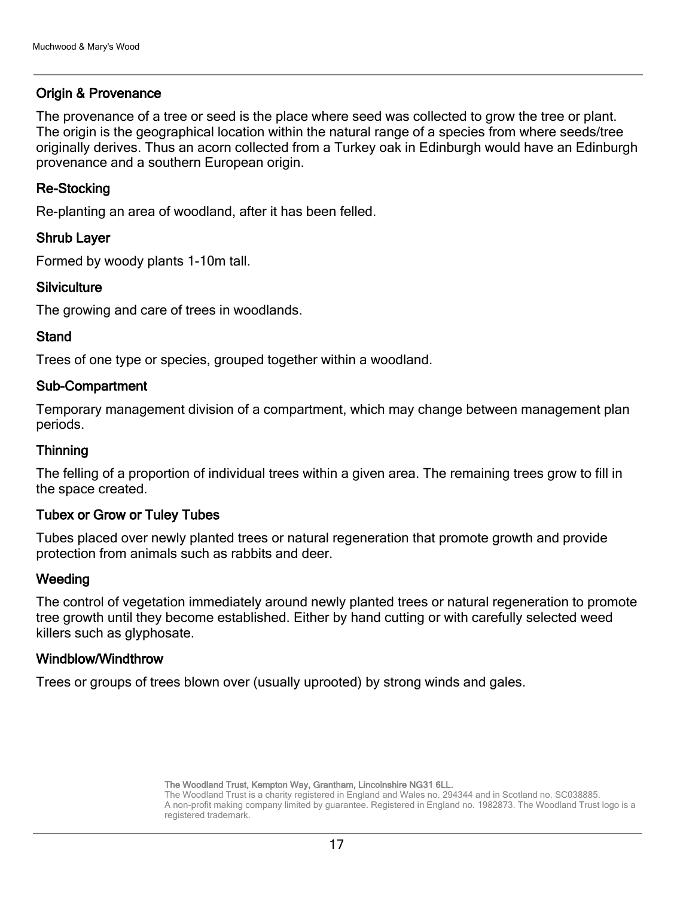### Origin & Provenance

The provenance of a tree or seed is the place where seed was collected to grow the tree or plant. The origin is the geographical location within the natural range of a species from where seeds/tree originally derives. Thus an acorn collected from a Turkey oak in Edinburgh would have an Edinburgh provenance and a southern European origin.

### Re-Stocking

Re-planting an area of woodland, after it has been felled.

### Shrub Layer

Formed by woody plants 1-10m tall.

### Silviculture

The growing and care of trees in woodlands.

### Stand

Trees of one type or species, grouped together within a woodland.

### Sub-Compartment

Temporary management division of a compartment, which may change between management plan periods.

### Thinning

The felling of a proportion of individual trees within a given area. The remaining trees grow to fill in the space created.

### Tubex or Grow or Tuley Tubes

Tubes placed over newly planted trees or natural regeneration that promote growth and provide protection from animals such as rabbits and deer.

### Weeding

The control of vegetation immediately around newly planted trees or natural regeneration to promote tree growth until they become established. Either by hand cutting or with carefully selected weed killers such as glyphosate.

### Windblow/Windthrow

Trees or groups of trees blown over (usually uprooted) by strong winds and gales.